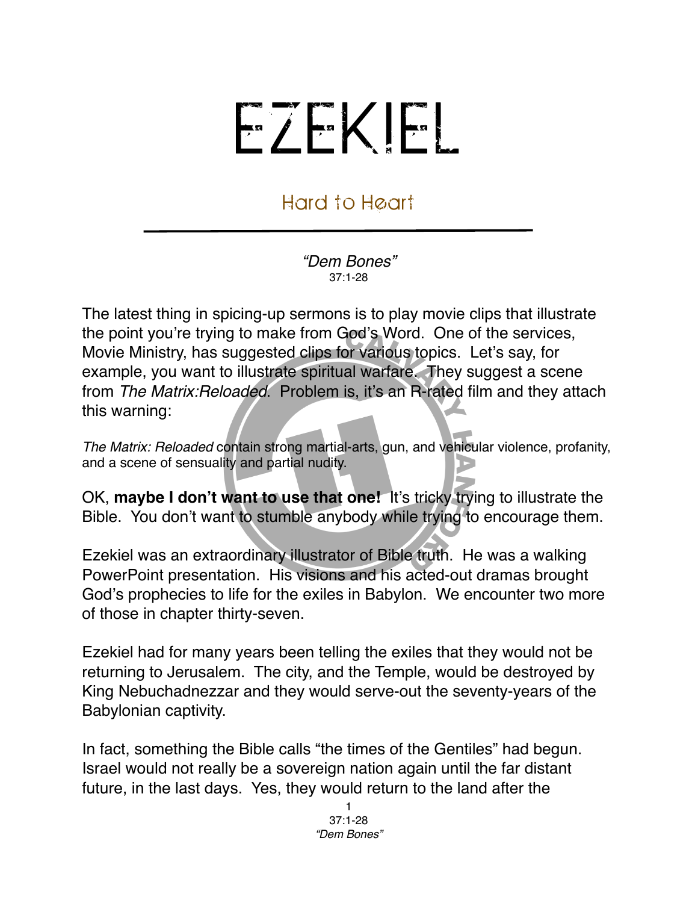# EZEKIEL

## Hard to Heart

*"Dem Bones"*
37:1-28

The latest thing in spicing-up sermons is to play movie clips that illustrate the point you're trying to make from God's Word. One of the services, Movie Ministry, has suggested clips for various topics. Let's say, for example, you want to illustrate spiritual warfare. They suggest a scene from *The Matrix:Reloaded*. Problem is, it's an R-rated film and they attach this warning:

*The Matrix: Reloaded* contain strong martial-arts, gun, and vehicular violence, profanity, and a scene of sensuality and partial nudity.

OK, **maybe I don't want to use that one!** It's tricky trying to illustrate the Bible. You don't want to stumble anybody while trying to encourage them.

Ezekiel was an extraordinary illustrator of Bible truth. He was a walking PowerPoint presentation. His visions and his acted-out dramas brought God's prophecies to life for the exiles in Babylon. We encounter two more of those in chapter thirty-seven.

Ezekiel had for many years been telling the exiles that they would not be returning to Jerusalem. The city, and the Temple, would be destroyed by King Nebuchadnezzar and they would serve-out the seventy-years of the Babylonian captivity.

In fact, something the Bible calls "the times of the Gentiles" had begun. Israel would not really be a sovereign nation again until the far distant future, in the last days. Yes, they would return to the land after the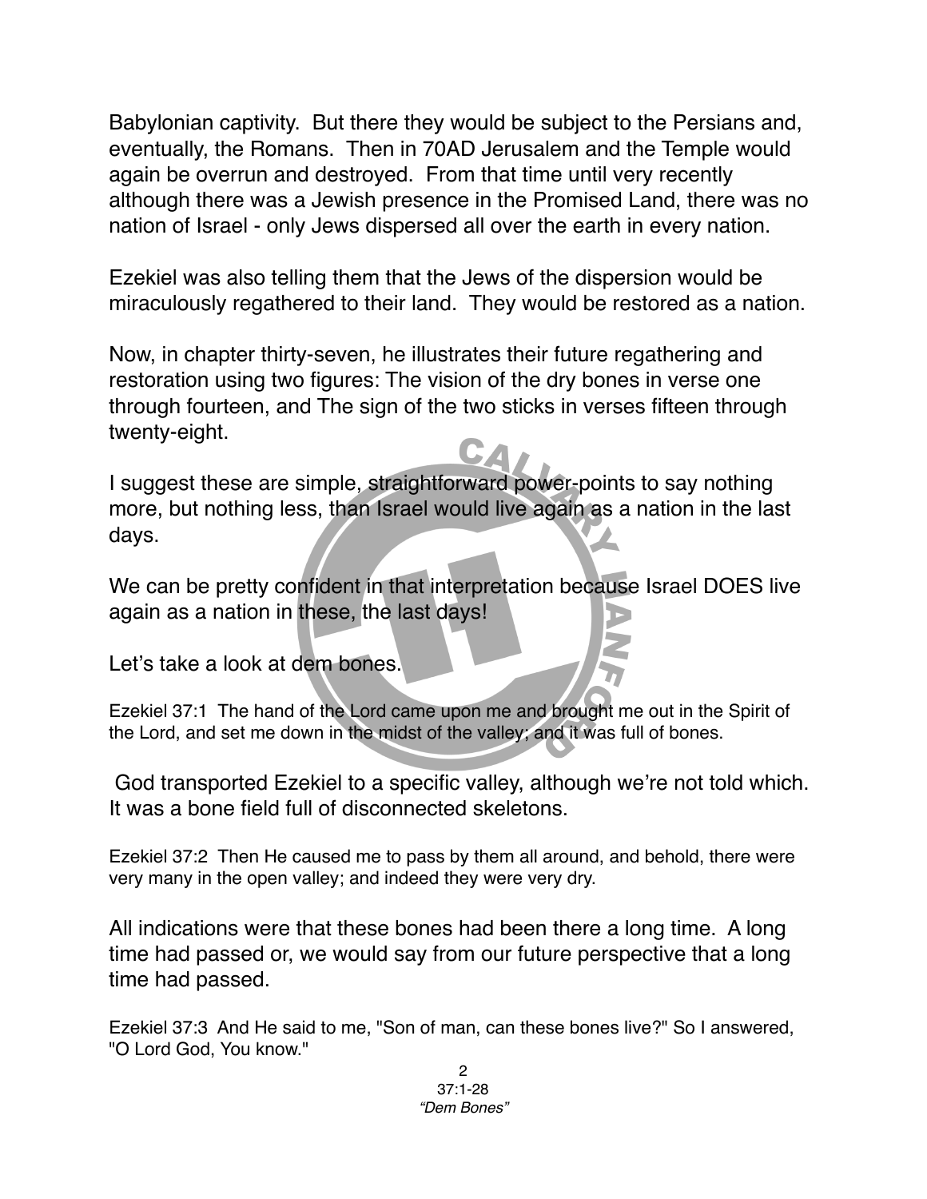Babylonian captivity. But there they would be subject to the Persians and, eventually, the Romans. Then in 70AD Jerusalem and the Temple would again be overrun and destroyed. From that time until very recently although there was a Jewish presence in the Promised Land, there was no nation of Israel - only Jews dispersed all over the earth in every nation.

Ezekiel was also telling them that the Jews of the dispersion would be miraculously regathered to their land. They would be restored as a nation.

Now, in chapter thirty-seven, he illustrates their future regathering and restoration using two figures: The vision of the dry bones in verse one through fourteen, and The sign of the two sticks in verses fifteen through twenty-eight.

I suggest these are simple, straightforward power-points to say nothing more, but nothing less, than Israel would live again as a nation in the last days.

We can be pretty confident in that interpretation because Israel DOES live again as a nation in these, the last days!

Let's take a look at dem bones.

Ezekiel 37:1 The hand of the Lord came upon me and brought me out in the Spirit of the Lord, and set me down in the midst of the valley; and it was full of bones.

God transported Ezekiel to a specific valley, although we're not told which. It was a bone field full of disconnected skeletons.

Ezekiel 37:2 Then He caused me to pass by them all around, and behold, there were very many in the open valley; and indeed they were very dry.

All indications were that these bones had been there a long time. A long time had passed or, we would say from our future perspective that a long time had passed.

Ezekiel 37:3 And He said to me, "Son of man, can these bones live?" So I answered, "O Lord God, You know."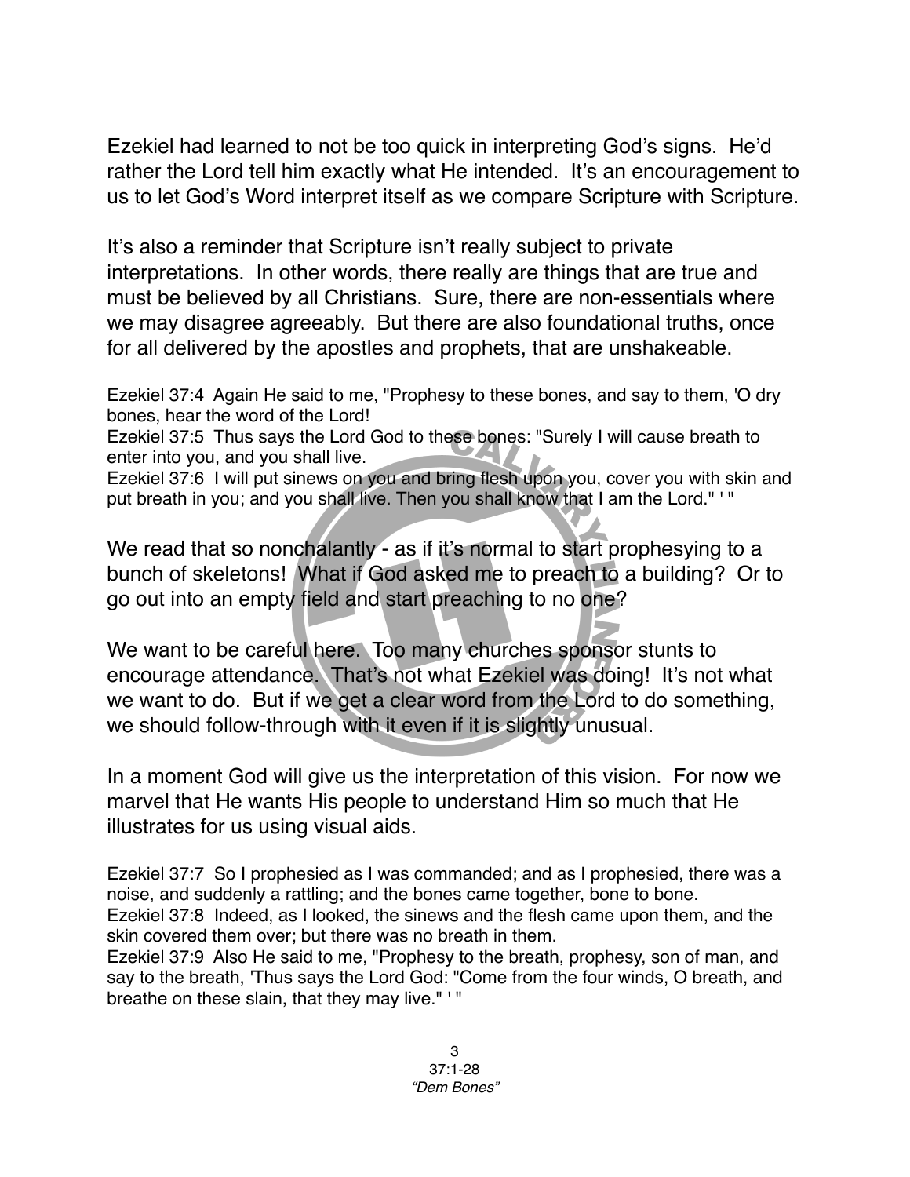Ezekiel had learned to not be too quick in interpreting God's signs. He'd rather the Lord tell him exactly what He intended. It's an encouragement to us to let God's Word interpret itself as we compare Scripture with Scripture.

It's also a reminder that Scripture isn't really subject to private interpretations. In other words, there really are things that are true and must be believed by all Christians. Sure, there are non-essentials where we may disagree agreeably. But there are also foundational truths, once for all delivered by the apostles and prophets, that are unshakeable.

Ezekiel 37:4 Again He said to me, "Prophesy to these bones, and say to them, 'O dry bones, hear the word of the Lord!
Ezekiel 37:5 Thus says the Lord God to these bones: "Surely I will cause breath to enter into you, and you shall live.
Ezekiel 37:6 I will put sinews on you and bring flesh upon you, cover you with skin and put breath in you; and you shall live. Then you shall know that I am the Lord." ' "

We read that so nonchalantly - as if it's normal to start prophesying to a bunch of skeletons! What if God asked me to preach to a building? Or to go out into an empty field and start preaching to no one?

We want to be careful here. Too many churches sponsor stunts to encourage attendance. That's not what Ezekiel was doing! It's not what we want to do. But if we get a clear word from the Lord to do something, we should follow-through with it even if it is slightly unusual.

In a moment God will give us the interpretation of this vision. For now we marvel that He wants His people to understand Him so much that He illustrates for us using visual aids.

Ezekiel 37:7 So I prophesied as I was commanded; and as I prophesied, there was a noise, and suddenly a rattling; and the bones came together, bone to bone.
Ezekiel 37:8 Indeed, as I looked, the sinews and the flesh came upon them, and the skin covered them over; but there was no breath in them.
Ezekiel 37:9 Also He said to me, "Prophesy to the breath, prophesy, son of man, and say to the breath, 'Thus says the Lord God: "Come from the four winds, O breath, and breathe on these slain, that they may live." ' "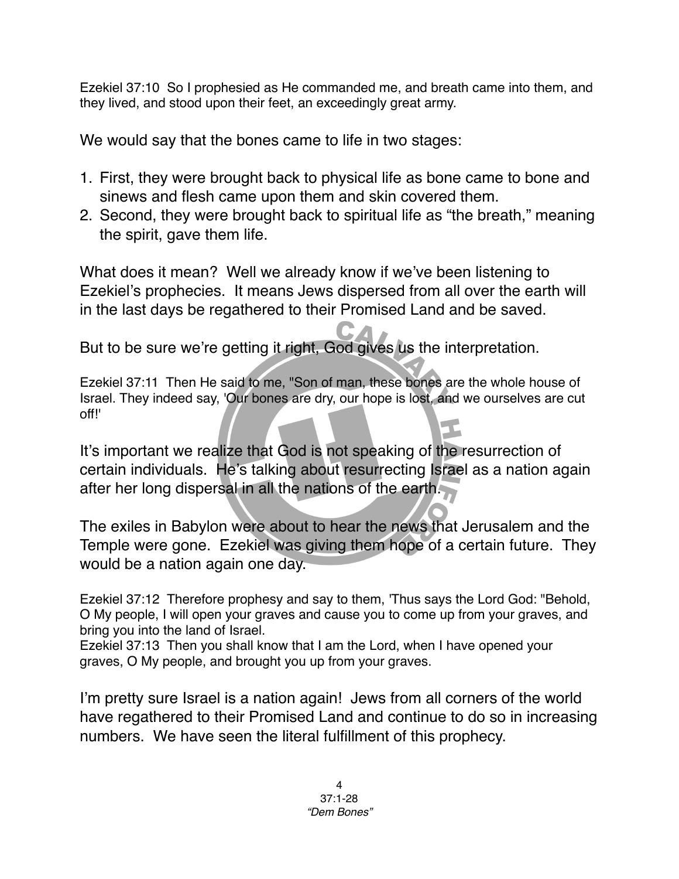Ezekiel 37:10 So I prophesied as He commanded me, and breath came into them, and they lived, and stood upon their feet, an exceedingly great army.

We would say that the bones came to life in two stages:

1. First, they were brought back to physical life as bone came to bone and sinews and flesh came upon them and skin covered them.
2. Second, they were brought back to spiritual life as "the breath," meaning the spirit, gave them life.

What does it mean? Well we already know if we've been listening to Ezekiel's prophecies. It means Jews dispersed from all over the earth will in the last days be regathered to their Promised Land and be saved.

But to be sure we're getting it right, God gives us the interpretation.

Ezekiel 37:11 Then He said to me, "Son of man, these bones are the whole house of Israel. They indeed say, 'Our bones are dry, our hope is lost, and we ourselves are cut off!'

It's important we realize that God is not speaking of the resurrection of certain individuals. He's talking about resurrecting Israel as a nation again after her long dispersal in all the nations of the earth.

The exiles in Babylon were about to hear the news that Jerusalem and the Temple were gone. Ezekiel was giving them hope of a certain future. They would be a nation again one day.

Ezekiel 37:12 Therefore prophesy and say to them, 'Thus says the Lord God: "Behold, O My people, I will open your graves and cause you to come up from your graves, and bring you into the land of Israel.
Ezekiel 37:13 Then you shall know that I am the Lord, when I have opened your graves, O My people, and brought you up from your graves.

I'm pretty sure Israel is a nation again! Jews from all corners of the world have regathered to their Promised Land and continue to do so in increasing numbers. We have seen the literal fulfillment of this prophecy.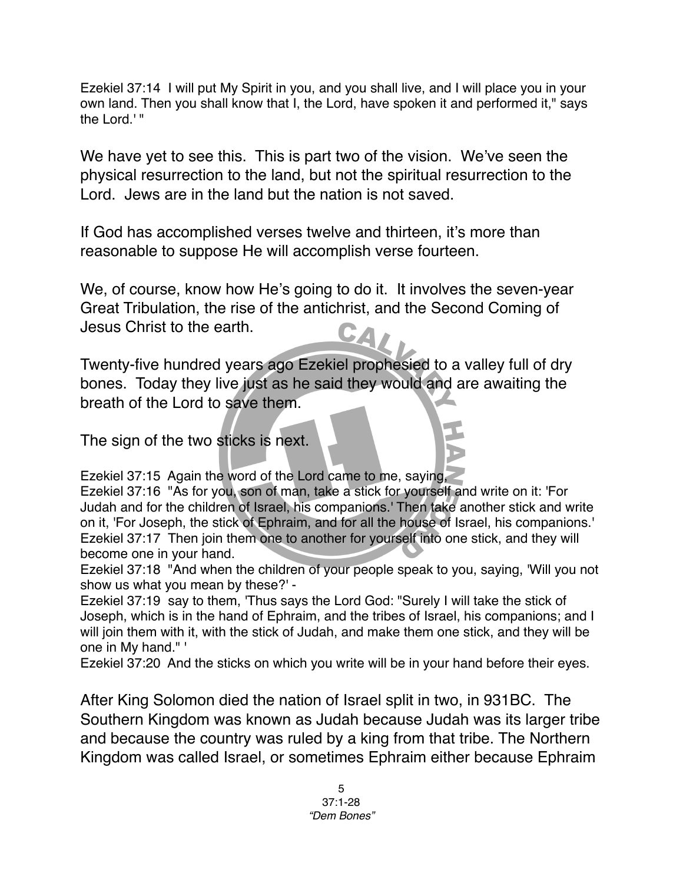Ezekiel 37:14 I will put My Spirit in you, and you shall live, and I will place you in your own land. Then you shall know that I, the Lord, have spoken it and performed it," says the Lord.' "

We have yet to see this. This is part two of the vision. We've seen the physical resurrection to the land, but not the spiritual resurrection to the Lord. Jews are in the land but the nation is not saved.

If God has accomplished verses twelve and thirteen, it's more than reasonable to suppose He will accomplish verse fourteen.

We, of course, know how He's going to do it. It involves the seven-year Great Tribulation, the rise of the antichrist, and the Second Coming of Jesus Christ to the earth.

Twenty-five hundred years ago Ezekiel prophesied to a valley full of dry bones. Today they live just as he said they would and are awaiting the breath of the Lord to save them.

The sign of the two sticks is next.

Ezekiel 37:15 Again the word of the Lord came to me, saying,
Ezekiel 37:16 "As for you, son of man, take a stick for yourself and write on it: 'For Judah and for the children of Israel, his companions.' Then take another stick and write on it, 'For Joseph, the stick of Ephraim, and for all the house of Israel, his companions.'
Ezekiel 37:17 Then join them one to another for yourself into one stick, and they will become one in your hand.
Ezekiel 37:18 "And when the children of your people speak to you, saying, 'Will you not show us what you mean by these?' -
Ezekiel 37:19 say to them, 'Thus says the Lord God: "Surely I will take the stick of Joseph, which is in the hand of Ephraim, and the tribes of Israel, his companions; and I will join them with it, with the stick of Judah, and make them one stick, and they will be one in My hand." '
Ezekiel 37:20 And the sticks on which you write will be in your hand before their eyes.

After King Solomon died the nation of Israel split in two, in 931BC. The Southern Kingdom was known as Judah because Judah was its larger tribe and because the country was ruled by a king from that tribe. The Northern Kingdom was called Israel, or sometimes Ephraim either because Ephraim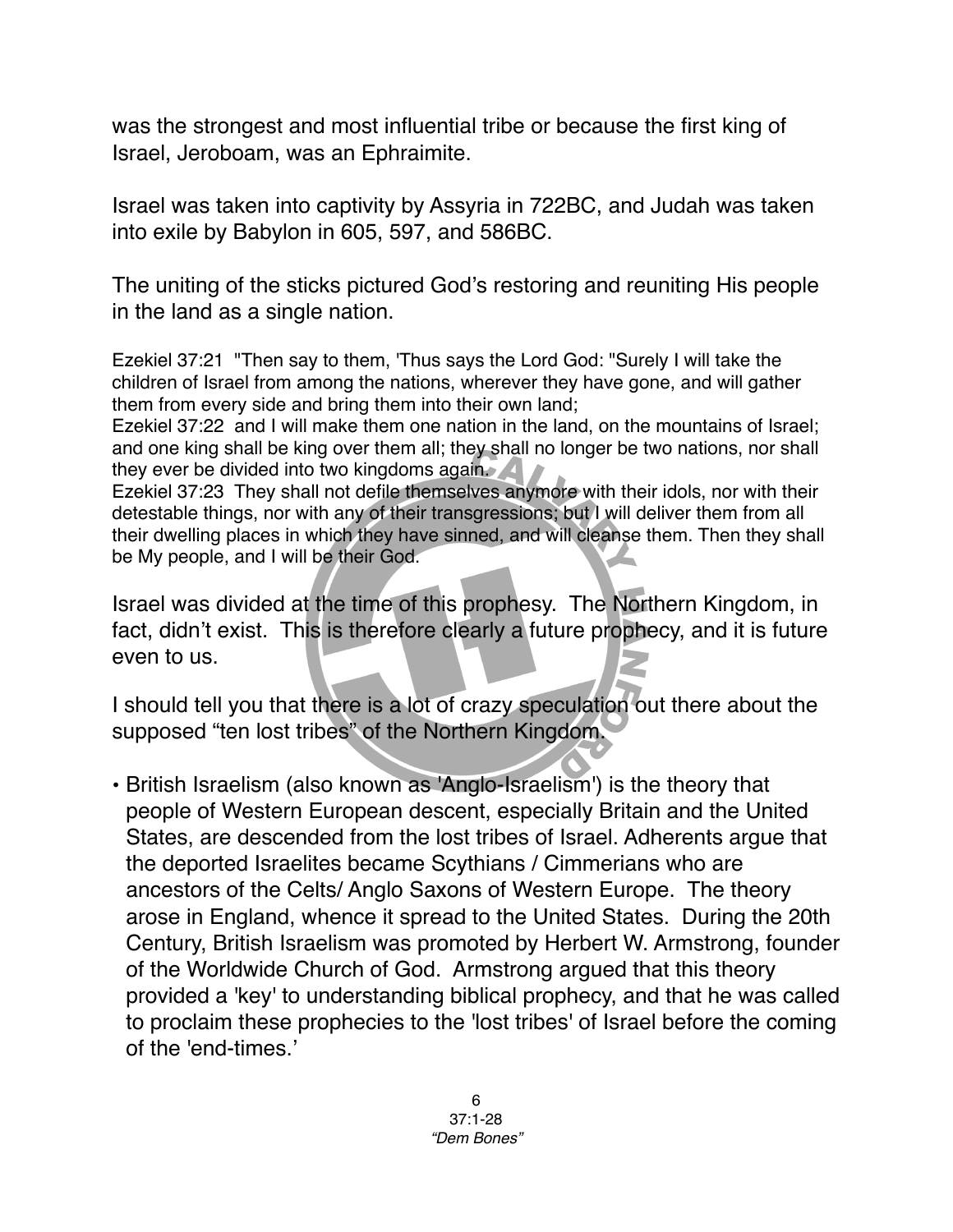was the strongest and most influential tribe or because the first king of Israel, Jeroboam, was an Ephraimite.

Israel was taken into captivity by Assyria in 722BC, and Judah was taken into exile by Babylon in 605, 597, and 586BC.

The uniting of the sticks pictured God's restoring and reuniting His people in the land as a single nation.

Ezekiel 37:21 "Then say to them, 'Thus says the Lord God: "Surely I will take the children of Israel from among the nations, wherever they have gone, and will gather them from every side and bring them into their own land;
Ezekiel 37:22 and I will make them one nation in the land, on the mountains of Israel; and one king shall be king over them all; they shall no longer be two nations, nor shall they ever be divided into two kingdoms again.
Ezekiel 37:23 They shall not defile themselves anymore with their idols, nor with their detestable things, nor with any of their transgressions; but I will deliver them from all their dwelling places in which they have sinned, and will cleanse them. Then they shall be My people, and I will be their God.

Israel was divided at the time of this prophesy. The Northern Kingdom, in fact, didn't exist. This is therefore clearly a future prophecy, and it is future even to us.

I should tell you that there is a lot of crazy speculation out there about the supposed "ten lost tribes" of the Northern Kingdom.

- British Israelism (also known as 'Anglo-Israelism') is the theory that people of Western European descent, especially Britain and the United States, are descended from the lost tribes of Israel. Adherents argue that the deported Israelites became Scythians / Cimmerians who are ancestors of the Celts/ Anglo Saxons of Western Europe. The theory arose in England, whence it spread to the United States. During the 20th Century, British Israelism was promoted by Herbert W. Armstrong, founder of the Worldwide Church of God. Armstrong argued that this theory provided a 'key' to understanding biblical prophecy, and that he was called to proclaim these prophecies to the 'lost tribes' of Israel before the coming of the 'end-times.'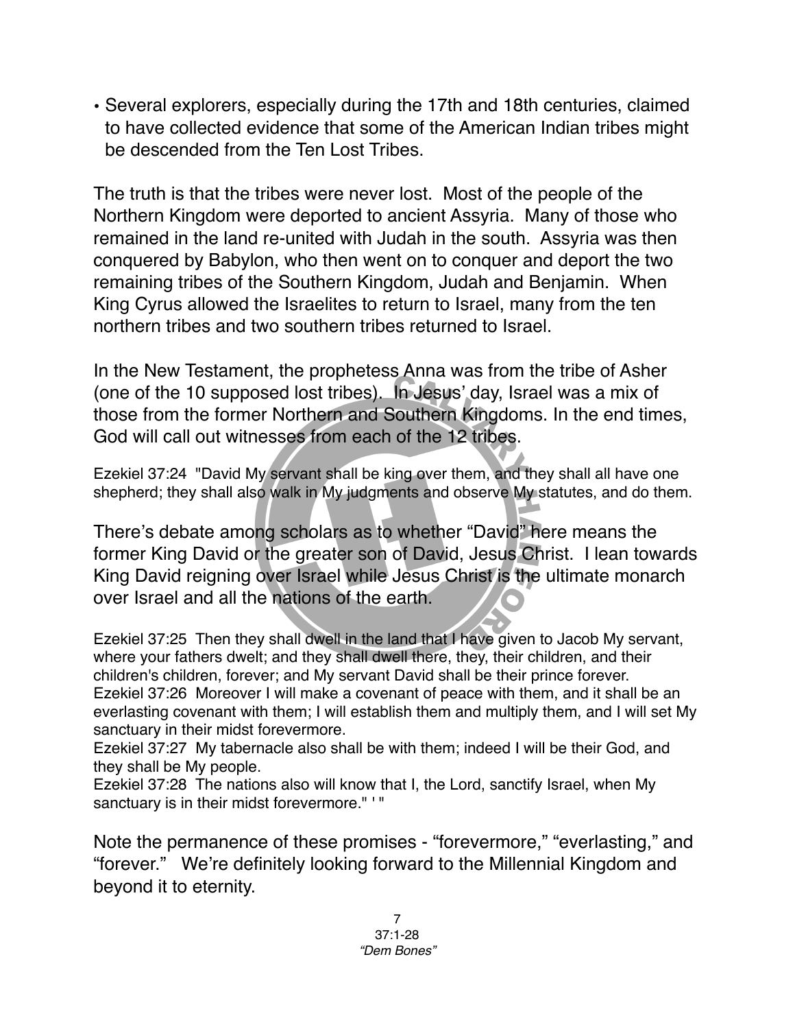- Several explorers, especially during the 17th and 18th centuries, claimed to have collected evidence that some of the American Indian tribes might be descended from the Ten Lost Tribes.

The truth is that the tribes were never lost. Most of the people of the Northern Kingdom were deported to ancient Assyria. Many of those who remained in the land re-united with Judah in the south. Assyria was then conquered by Babylon, who then went on to conquer and deport the two remaining tribes of the Southern Kingdom, Judah and Benjamin. When King Cyrus allowed the Israelites to return to Israel, many from the ten northern tribes and two southern tribes returned to Israel.

In the New Testament, the prophetess Anna was from the tribe of Asher (one of the 10 supposed lost tribes). In Jesus' day, Israel was a mix of those from the former Northern and Southern Kingdoms. In the end times, God will call out witnesses from each of the 12 tribes.

Ezekiel 37:24 "David My servant shall be king over them, and they shall all have one shepherd; they shall also walk in My judgments and observe My statutes, and do them.

There's debate among scholars as to whether "David" here means the former King David or the greater son of David, Jesus Christ. I lean towards King David reigning over Israel while Jesus Christ is the ultimate monarch over Israel and all the nations of the earth.

Ezekiel 37:25 Then they shall dwell in the land that I have given to Jacob My servant, where your fathers dwelt; and they shall dwell there, they, their children, and their children's children, forever; and My servant David shall be their prince forever.
Ezekiel 37:26 Moreover I will make a covenant of peace with them, and it shall be an everlasting covenant with them; I will establish them and multiply them, and I will set My sanctuary in their midst forevermore.
Ezekiel 37:27 My tabernacle also shall be with them; indeed I will be their God, and they shall be My people.
Ezekiel 37:28 The nations also will know that I, the Lord, sanctify Israel, when My sanctuary is in their midst forevermore." ' "

Note the permanence of these promises - "forevermore," "everlasting," and "forever." We're definitely looking forward to the Millennial Kingdom and beyond it to eternity.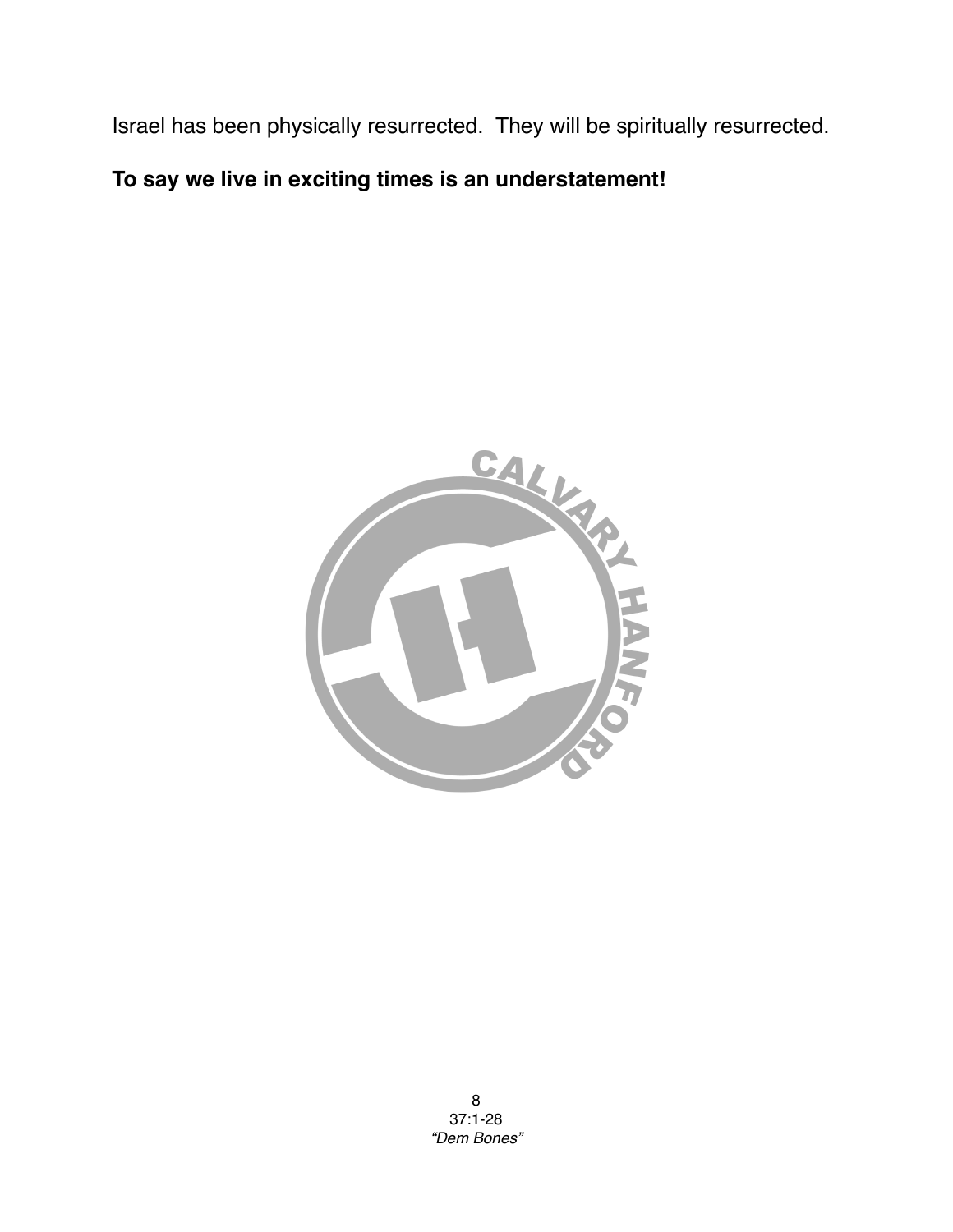Israel has been physically resurrected.  They will be spiritually resurrected.

**To say we live in exciting times is an understatement!**